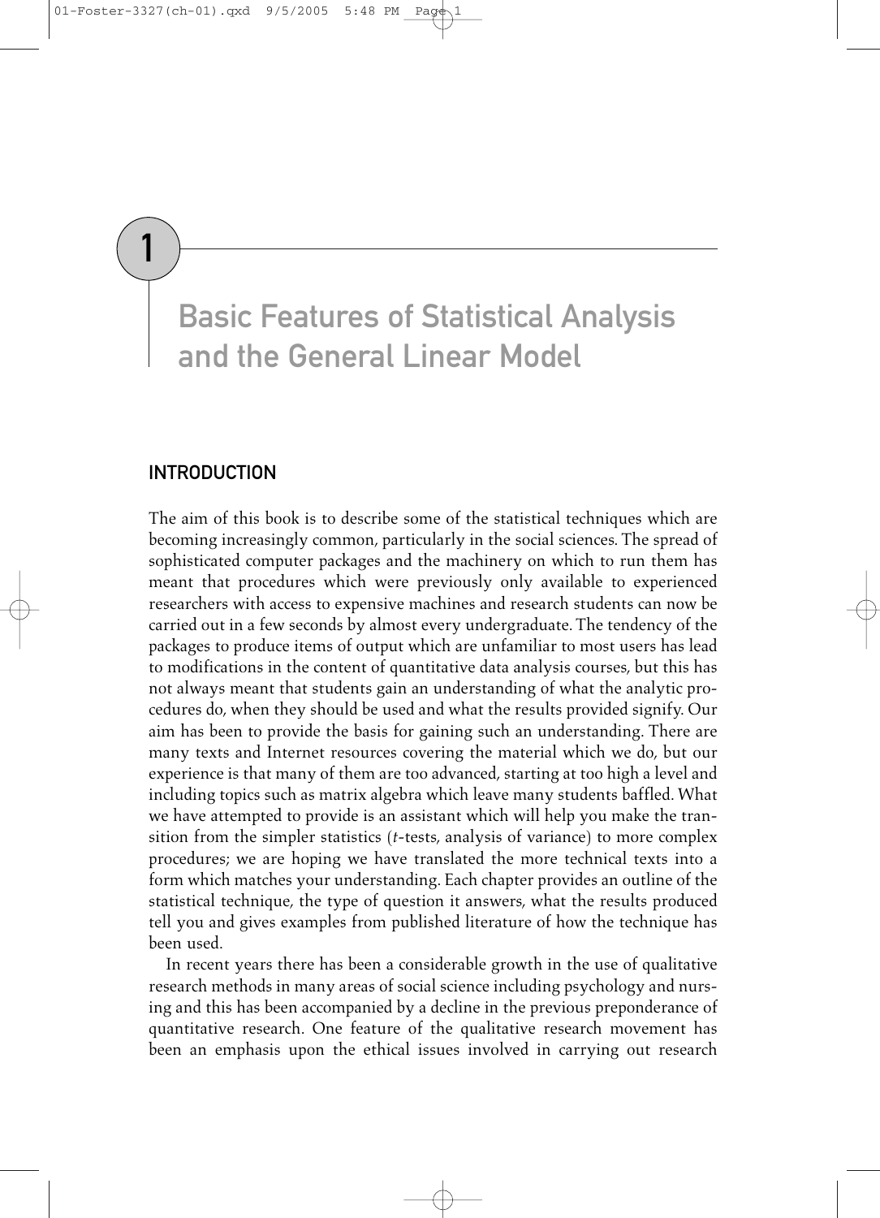# 1 Basic Features of Statistical Analysis and the General Linear Model

## INTRODUCTION

The aim of this book is to describe some of the statistical techniques which are becoming increasingly common, particularly in the social sciences. The spread of sophisticated computer packages and the machinery on which to run them has meant that procedures which were previously only available to experienced researchers with access to expensive machines and research students can now be carried out in a few seconds by almost every undergraduate. The tendency of the packages to produce items of output which are unfamiliar to most users has lead to modifications in the content of quantitative data analysis courses, but this has not always meant that students gain an understanding of what the analytic procedures do, when they should be used and what the results provided signify. Our aim has been to provide the basis for gaining such an understanding. There are many texts and Internet resources covering the material which we do, but our experience is that many of them are too advanced, starting at too high a level and including topics such as matrix algebra which leave many students baffled. What we have attempted to provide is an assistant which will help you make the transition from the simpler statistics (*t*-tests, analysis of variance) to more complex procedures; we are hoping we have translated the more technical texts into a form which matches your understanding. Each chapter provides an outline of the statistical technique, the type of question it answers, what the results produced tell you and gives examples from published literature of how the technique has been used.

In recent years there has been a considerable growth in the use of qualitative research methods in many areas of social science including psychology and nursing and this has been accompanied by a decline in the previous preponderance of quantitative research. One feature of the qualitative research movement has been an emphasis upon the ethical issues involved in carrying out research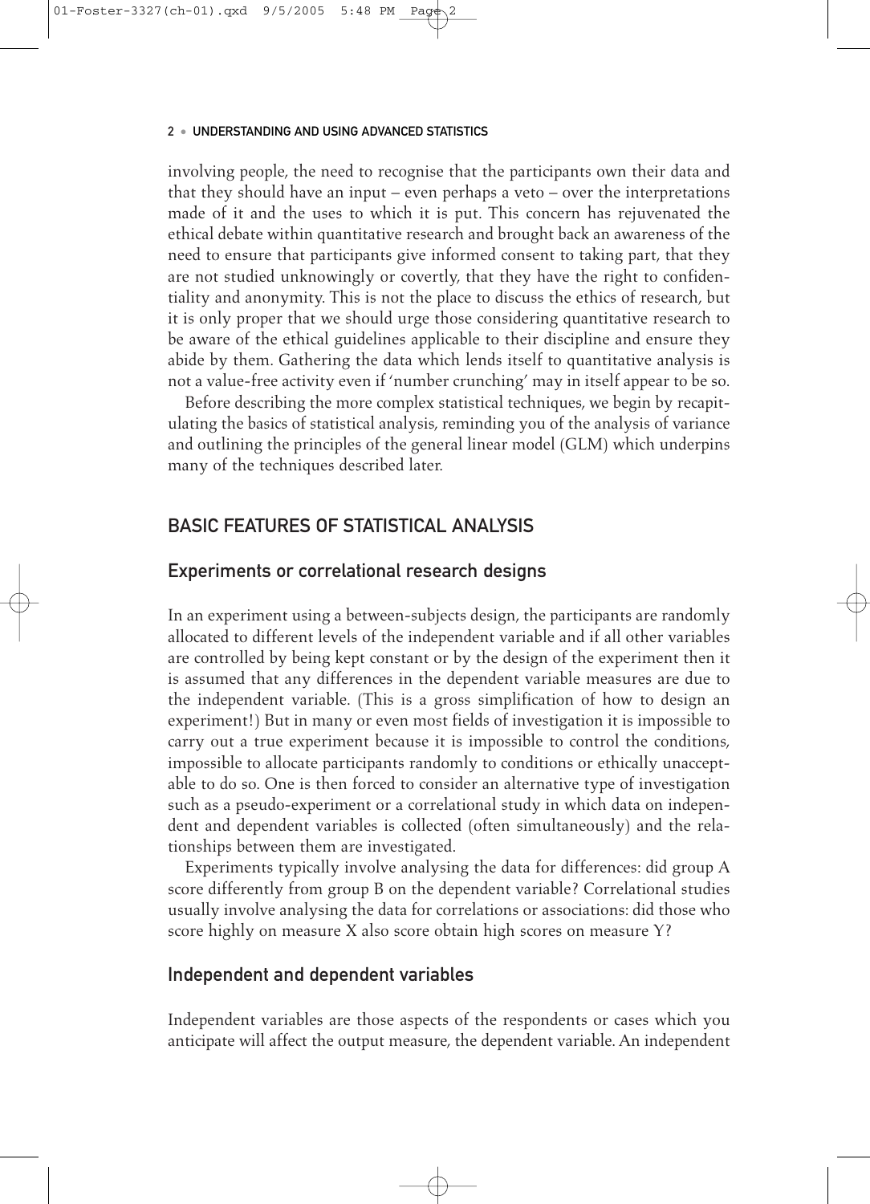involving people, the need to recognise that the participants own their data and that they should have an input – even perhaps a veto – over the interpretations made of it and the uses to which it is put. This concern has rejuvenated the ethical debate within quantitative research and brought back an awareness of the need to ensure that participants give informed consent to taking part, that they are not studied unknowingly or covertly, that they have the right to confidentiality and anonymity. This is not the place to discuss the ethics of research, but it is only proper that we should urge those considering quantitative research to be aware of the ethical guidelines applicable to their discipline and ensure they abide by them. Gathering the data which lends itself to quantitative analysis is not a value-free activity even if 'number crunching' may in itself appear to be so.

Before describing the more complex statistical techniques, we begin by recapitulating the basics of statistical analysis, reminding you of the analysis of variance and outlining the principles of the general linear model (GLM) which underpins many of the techniques described later.

## BASIC FEATURES OF STATISTICAL ANALYSIS

### Experiments or correlational research designs

In an experiment using a between-subjects design, the participants are randomly allocated to different levels of the independent variable and if all other variables are controlled by being kept constant or by the design of the experiment then it is assumed that any differences in the dependent variable measures are due to the independent variable. (This is a gross simplification of how to design an experiment!) But in many or even most fields of investigation it is impossible to carry out a true experiment because it is impossible to control the conditions, impossible to allocate participants randomly to conditions or ethically unacceptable to do so. One is then forced to consider an alternative type of investigation such as a pseudo-experiment or a correlational study in which data on independent and dependent variables is collected (often simultaneously) and the relationships between them are investigated.

Experiments typically involve analysing the data for differences: did group A score differently from group B on the dependent variable? Correlational studies usually involve analysing the data for correlations or associations: did those who score highly on measure X also score obtain high scores on measure Y?

### Independent and dependent variables

Independent variables are those aspects of the respondents or cases which you anticipate will affect the output measure, the dependent variable. An independent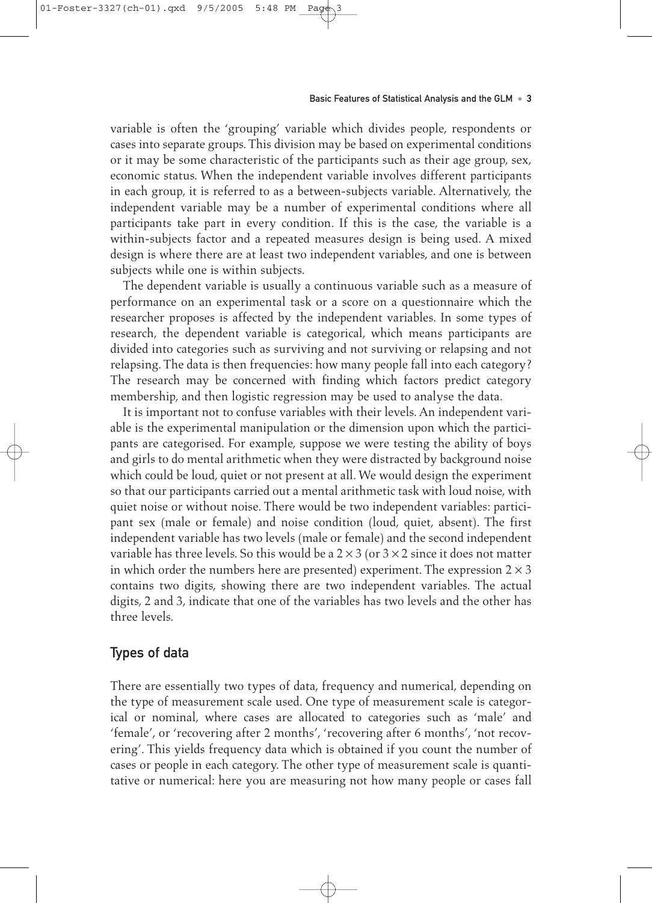variable is often the 'grouping' variable which divides people, respondents or cases into separate groups. This division may be based on experimental conditions or it may be some characteristic of the participants such as their age group, sex, economic status. When the independent variable involves different participants in each group, it is referred to as a between-subjects variable. Alternatively, the independent variable may be a number of experimental conditions where all participants take part in every condition. If this is the case, the variable is a within-subjects factor and a repeated measures design is being used. A mixed design is where there are at least two independent variables, and one is between subjects while one is within subjects.

The dependent variable is usually a continuous variable such as a measure of performance on an experimental task or a score on a questionnaire which the researcher proposes is affected by the independent variables. In some types of research, the dependent variable is categorical, which means participants are divided into categories such as surviving and not surviving or relapsing and not relapsing. The data is then frequencies: how many people fall into each category? The research may be concerned with finding which factors predict category membership, and then logistic regression may be used to analyse the data.

It is important not to confuse variables with their levels. An independent variable is the experimental manipulation or the dimension upon which the participants are categorised. For example, suppose we were testing the ability of boys and girls to do mental arithmetic when they were distracted by background noise which could be loud, quiet or not present at all. We would design the experiment so that our participants carried out a mental arithmetic task with loud noise, with quiet noise or without noise. There would be two independent variables: participant sex (male or female) and noise condition (loud, quiet, absent). The first independent variable has two levels (male or female) and the second independent variable has three levels. So this would be a $2 \times 3$ (or $3 \times 2$ since it does not matter in which order the numbers here are presented) experiment. The expression $2 \times 3$ contains two digits, showing there are two independent variables. The actual digits, 2 and 3, indicate that one of the variables has two levels and the other has three levels.

## Types of data

There are essentially two types of data, frequency and numerical, depending on the type of measurement scale used. One type of measurement scale is categorical or nominal, where cases are allocated to categories such as 'male' and 'female', or 'recovering after 2 months', 'recovering after 6 months', 'not recovering'. This yields frequency data which is obtained if you count the number of cases or people in each category. The other type of measurement scale is quantitative or numerical: here you are measuring not how many people or cases fall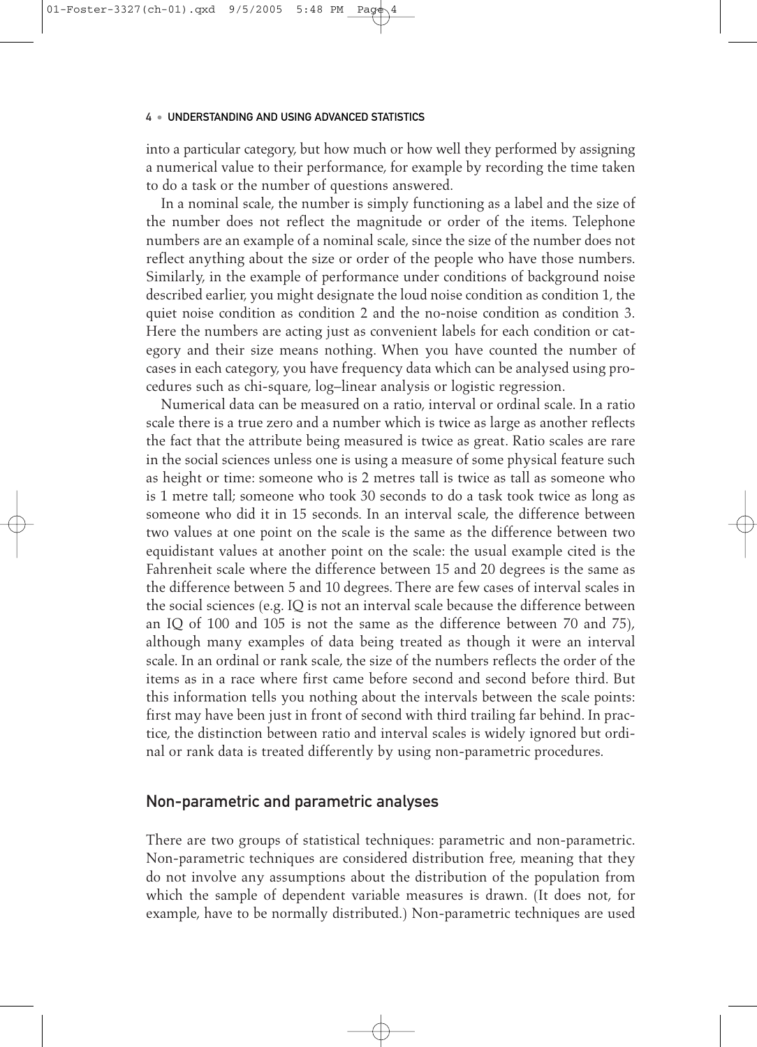into a particular category, but how much or how well they performed by assigning a numerical value to their performance, for example by recording the time taken to do a task or the number of questions answered.

In a nominal scale, the number is simply functioning as a label and the size of the number does not reflect the magnitude or order of the items. Telephone numbers are an example of a nominal scale, since the size of the number does not reflect anything about the size or order of the people who have those numbers. Similarly, in the example of performance under conditions of background noise described earlier, you might designate the loud noise condition as condition 1, the quiet noise condition as condition 2 and the no-noise condition as condition 3. Here the numbers are acting just as convenient labels for each condition or category and their size means nothing. When you have counted the number of cases in each category, you have frequency data which can be analysed using procedures such as chi-square, log–linear analysis or logistic regression.

Numerical data can be measured on a ratio, interval or ordinal scale. In a ratio scale there is a true zero and a number which is twice as large as another reflects the fact that the attribute being measured is twice as great. Ratio scales are rare in the social sciences unless one is using a measure of some physical feature such as height or time: someone who is 2 metres tall is twice as tall as someone who is 1 metre tall; someone who took 30 seconds to do a task took twice as long as someone who did it in 15 seconds. In an interval scale, the difference between two values at one point on the scale is the same as the difference between two equidistant values at another point on the scale: the usual example cited is the Fahrenheit scale where the difference between 15 and 20 degrees is the same as the difference between 5 and 10 degrees. There are few cases of interval scales in the social sciences (e.g. IQ is not an interval scale because the difference between an IQ of 100 and 105 is not the same as the difference between 70 and 75), although many examples of data being treated as though it were an interval scale. In an ordinal or rank scale, the size of the numbers reflects the order of the items as in a race where first came before second and second before third. But this information tells you nothing about the intervals between the scale points: first may have been just in front of second with third trailing far behind. In practice, the distinction between ratio and interval scales is widely ignored but ordinal or rank data is treated differently by using non-parametric procedures.

## Non-parametric and parametric analyses

There are two groups of statistical techniques: parametric and non-parametric. Non-parametric techniques are considered distribution free, meaning that they do not involve any assumptions about the distribution of the population from which the sample of dependent variable measures is drawn. (It does not, for example, have to be normally distributed.) Non-parametric techniques are used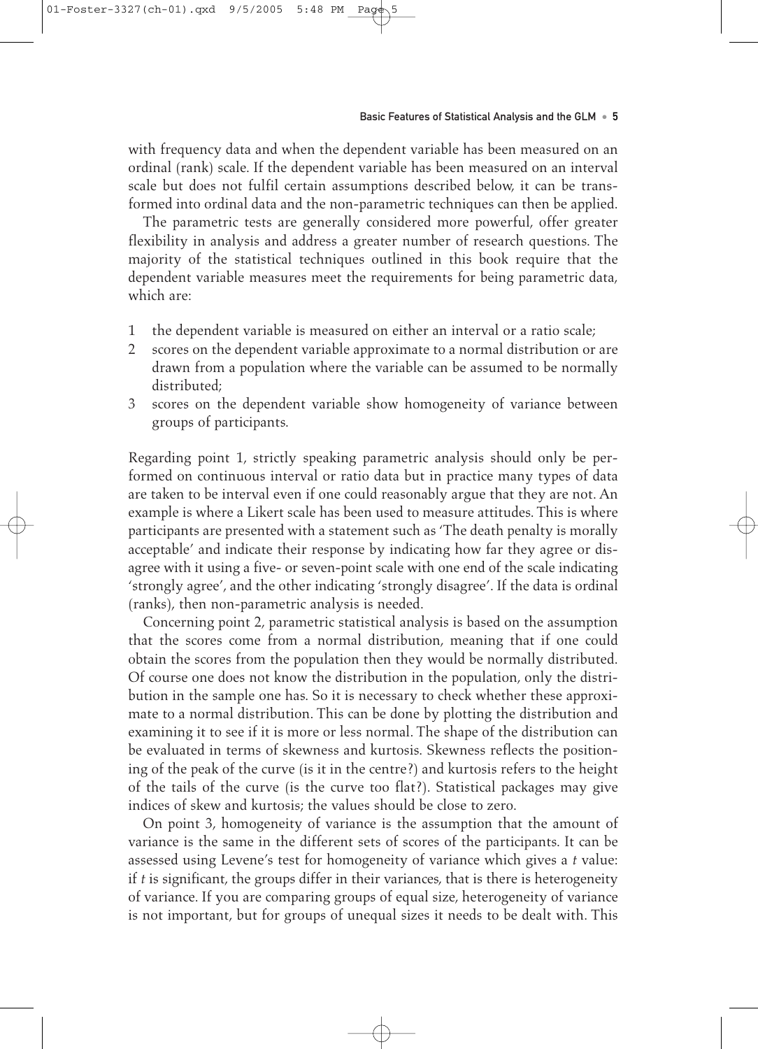with frequency data and when the dependent variable has been measured on an ordinal (rank) scale. If the dependent variable has been measured on an interval scale but does not fulfil certain assumptions described below, it can be transformed into ordinal data and the non-parametric techniques can then be applied.

The parametric tests are generally considered more powerful, offer greater flexibility in analysis and address a greater number of research questions. The majority of the statistical techniques outlined in this book require that the dependent variable measures meet the requirements for being parametric data, which are:

1. the dependent variable is measured on either an interval or a ratio scale;
2. scores on the dependent variable approximate to a normal distribution or are drawn from a population where the variable can be assumed to be normally distributed;
3. scores on the dependent variable show homogeneity of variance between groups of participants.

Regarding point 1, strictly speaking parametric analysis should only be performed on continuous interval or ratio data but in practice many types of data are taken to be interval even if one could reasonably argue that they are not. An example is where a Likert scale has been used to measure attitudes. This is where participants are presented with a statement such as 'The death penalty is morally acceptable' and indicate their response by indicating how far they agree or disagree with it using a five- or seven-point scale with one end of the scale indicating 'strongly agree', and the other indicating 'strongly disagree'. If the data is ordinal (ranks), then non-parametric analysis is needed.

Concerning point 2, parametric statistical analysis is based on the assumption that the scores come from a normal distribution, meaning that if one could obtain the scores from the population then they would be normally distributed. Of course one does not know the distribution in the population, only the distribution in the sample one has. So it is necessary to check whether these approximate to a normal distribution. This can be done by plotting the distribution and examining it to see if it is more or less normal. The shape of the distribution can be evaluated in terms of skewness and kurtosis. Skewness reflects the positioning of the peak of the curve (is it in the centre?) and kurtosis refers to the height of the tails of the curve (is the curve too flat?). Statistical packages may give indices of skew and kurtosis; the values should be close to zero.

On point 3, homogeneity of variance is the assumption that the amount of variance is the same in the different sets of scores of the participants. It can be assessed using Levene's test for homogeneity of variance which gives a $t$ value: if $t$ is significant, the groups differ in their variances, that is there is heterogeneity of variance. If you are comparing groups of equal size, heterogeneity of variance is not important, but for groups of unequal sizes it needs to be dealt with. This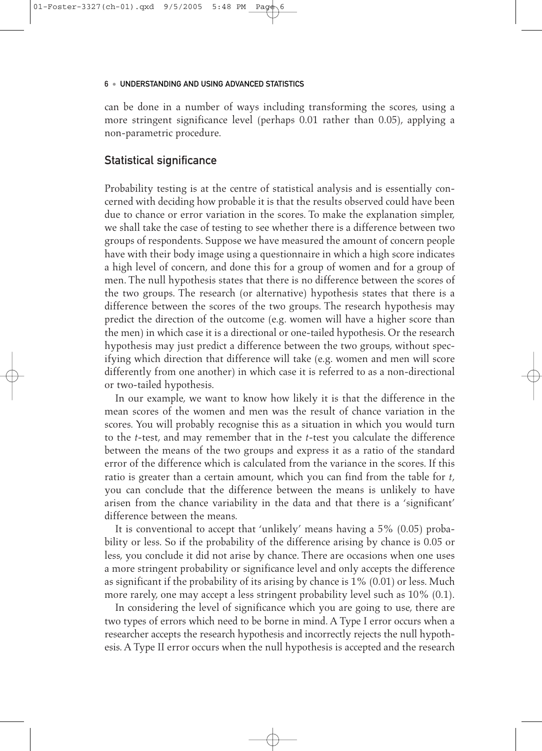can be done in a number of ways including transforming the scores, using a more stringent significance level (perhaps 0.01 rather than 0.05), applying a non-parametric procedure.

## Statistical significance

Probability testing is at the centre of statistical analysis and is essentially concerned with deciding how probable it is that the results observed could have been due to chance or error variation in the scores. To make the explanation simpler, we shall take the case of testing to see whether there is a difference between two groups of respondents. Suppose we have measured the amount of concern people have with their body image using a questionnaire in which a high score indicates a high level of concern, and done this for a group of women and for a group of men. The null hypothesis states that there is no difference between the scores of the two groups. The research (or alternative) hypothesis states that there is a difference between the scores of the two groups. The research hypothesis may predict the direction of the outcome (e.g. women will have a higher score than the men) in which case it is a directional or one-tailed hypothesis. Or the research hypothesis may just predict a difference between the two groups, without specifying which direction that difference will take (e.g. women and men will score differently from one another) in which case it is referred to as a non-directional or two-tailed hypothesis.

In our example, we want to know how likely it is that the difference in the mean scores of the women and men was the result of chance variation in the scores. You will probably recognise this as a situation in which you would turn to the *t*-test, and may remember that in the *t*-test you calculate the difference between the means of the two groups and express it as a ratio of the standard error of the difference which is calculated from the variance in the scores. If this ratio is greater than a certain amount, which you can find from the table for *t*, you can conclude that the difference between the means is unlikely to have arisen from the chance variability in the data and that there is a 'significant' difference between the means.

It is conventional to accept that 'unlikely' means having a 5% (0.05) probability or less. So if the probability of the difference arising by chance is 0.05 or less, you conclude it did not arise by chance. There are occasions when one uses a more stringent probability or significance level and only accepts the difference as significant if the probability of its arising by chance is 1% (0.01) or less. Much more rarely, one may accept a less stringent probability level such as 10% (0.1).

In considering the level of significance which you are going to use, there are two types of errors which need to be borne in mind. A Type I error occurs when a researcher accepts the research hypothesis and incorrectly rejects the null hypothesis. A Type II error occurs when the null hypothesis is accepted and the research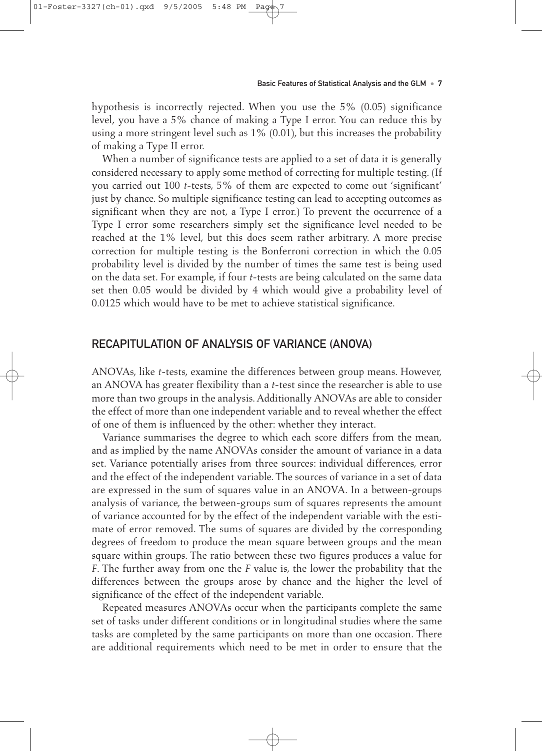hypothesis is incorrectly rejected. When you use the 5% (0.05) significance level, you have a 5% chance of making a Type I error. You can reduce this by using a more stringent level such as 1% (0.01), but this increases the probability of making a Type II error.

When a number of significance tests are applied to a set of data it is generally considered necessary to apply some method of correcting for multiple testing. (If you carried out 100 *t*-tests, 5% of them are expected to come out 'significant' just by chance. So multiple significance testing can lead to accepting outcomes as significant when they are not, a Type I error.) To prevent the occurrence of a Type I error some researchers simply set the significance level needed to be reached at the 1% level, but this does seem rather arbitrary. A more precise correction for multiple testing is the Bonferroni correction in which the 0.05 probability level is divided by the number of times the same test is being used on the data set. For example, if four *t*-tests are being calculated on the same data set then 0.05 would be divided by 4 which would give a probability level of 0.0125 which would have to be met to achieve statistical significance.

## RECAPITULATION OF ANALYSIS OF VARIANCE (ANOVA)

ANOVAs, like *t*-tests, examine the differences between group means. However, an ANOVA has greater flexibility than a *t*-test since the researcher is able to use more than two groups in the analysis. Additionally ANOVAs are able to consider the effect of more than one independent variable and to reveal whether the effect of one of them is influenced by the other: whether they interact.

Variance summarises the degree to which each score differs from the mean, and as implied by the name ANOVAs consider the amount of variance in a data set. Variance potentially arises from three sources: individual differences, error and the effect of the independent variable. The sources of variance in a set of data are expressed in the sum of squares value in an ANOVA. In a between-groups analysis of variance, the between-groups sum of squares represents the amount of variance accounted for by the effect of the independent variable with the estimate of error removed. The sums of squares are divided by the corresponding degrees of freedom to produce the mean square between groups and the mean square within groups. The ratio between these two figures produces a value for *F*. The further away from one the *F* value is, the lower the probability that the differences between the groups arose by chance and the higher the level of significance of the effect of the independent variable.

Repeated measures ANOVAs occur when the participants complete the same set of tasks under different conditions or in longitudinal studies where the same tasks are completed by the same participants on more than one occasion. There are additional requirements which need to be met in order to ensure that the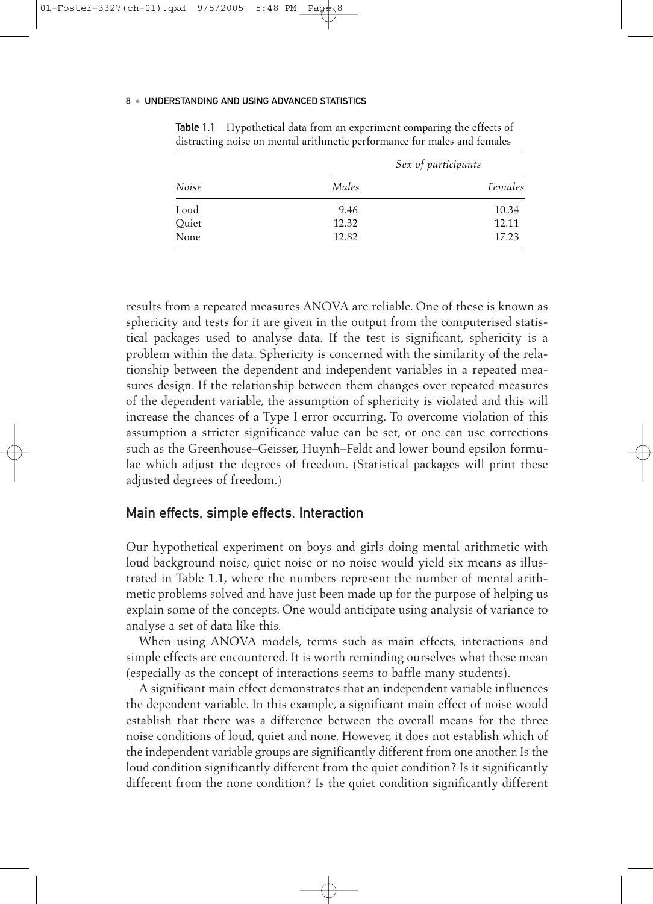**Table 1.1** Hypothetical data from an experiment comparing the effects of distracting noise on mental arithmetic performance for males and females

| | *Sex of participants* | |
|---|---|---|
| *Noise* | *Males* | *Females* |
| Loud | 9.46 | 10.34 |
| Quiet | 12.32 | 12.11 |
| None | 12.82 | 17.23 |

results from a repeated measures ANOVA are reliable. One of these is known as sphericity and tests for it are given in the output from the computerised statistical packages used to analyse data. If the test is significant, sphericity is a problem within the data. Sphericity is concerned with the similarity of the relationship between the dependent and independent variables in a repeated measures design. If the relationship between them changes over repeated measures of the dependent variable, the assumption of sphericity is violated and this will increase the chances of a Type I error occurring. To overcome violation of this assumption a stricter significance value can be set, or one can use corrections such as the Greenhouse–Geisser, Huynh–Feldt and lower bound epsilon formulae which adjust the degrees of freedom. (Statistical packages will print these adjusted degrees of freedom.)

## Main effects, simple effects, Interaction

Our hypothetical experiment on boys and girls doing mental arithmetic with loud background noise, quiet noise or no noise would yield six means as illustrated in Table 1.1, where the numbers represent the number of mental arithmetic problems solved and have just been made up for the purpose of helping us explain some of the concepts. One would anticipate using analysis of variance to analyse a set of data like this.

When using ANOVA models, terms such as main effects, interactions and simple effects are encountered. It is worth reminding ourselves what these mean (especially as the concept of interactions seems to baffle many students).

A significant main effect demonstrates that an independent variable influences the dependent variable. In this example, a significant main effect of noise would establish that there was a difference between the overall means for the three noise conditions of loud, quiet and none. However, it does not establish which of the independent variable groups are significantly different from one another. Is the loud condition significantly different from the quiet condition? Is it significantly different from the none condition? Is the quiet condition significantly different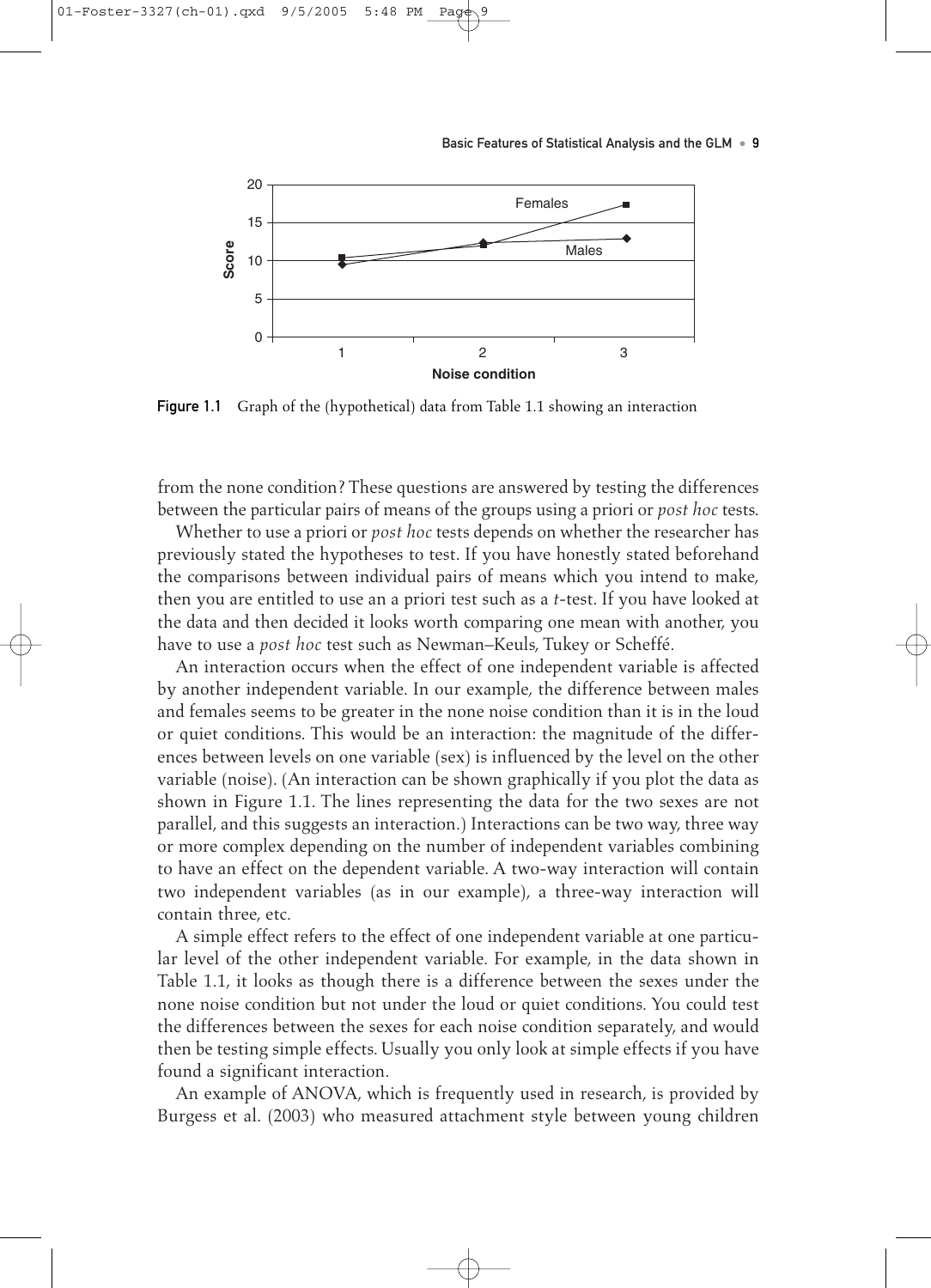Figure 1.1 Graph of the (hypothetical) data from Table 1.1 showing an interaction

from the none condition? These questions are answered by testing the differences between the particular pairs of means of the groups using a priori or *post hoc* tests.

Whether to use a priori or *post hoc* tests depends on whether the researcher has previously stated the hypotheses to test. If you have honestly stated beforehand the comparisons between individual pairs of means which you intend to make, then you are entitled to use an a priori test such as a *t*-test. If you have looked at the data and then decided it looks worth comparing one mean with another, you have to use a *post hoc* test such as Newman–Keuls, Tukey or Scheffé.

An interaction occurs when the effect of one independent variable is affected by another independent variable. In our example, the difference between males and females seems to be greater in the none noise condition than it is in the loud or quiet conditions. This would be an interaction: the magnitude of the differences between levels on one variable (sex) is influenced by the level on the other variable (noise). (An interaction can be shown graphically if you plot the data as shown in Figure 1.1. The lines representing the data for the two sexes are not parallel, and this suggests an interaction.) Interactions can be two way, three way or more complex depending on the number of independent variables combining to have an effect on the dependent variable. A two-way interaction will contain two independent variables (as in our example), a three-way interaction will contain three, etc.

A simple effect refers to the effect of one independent variable at one particular level of the other independent variable. For example, in the data shown in Table 1.1, it looks as though there is a difference between the sexes under the none noise condition but not under the loud or quiet conditions. You could test the differences between the sexes for each noise condition separately, and would then be testing simple effects. Usually you only look at simple effects if you have found a significant interaction.

An example of ANOVA, which is frequently used in research, is provided by Burgess et al. (2003) who measured attachment style between young children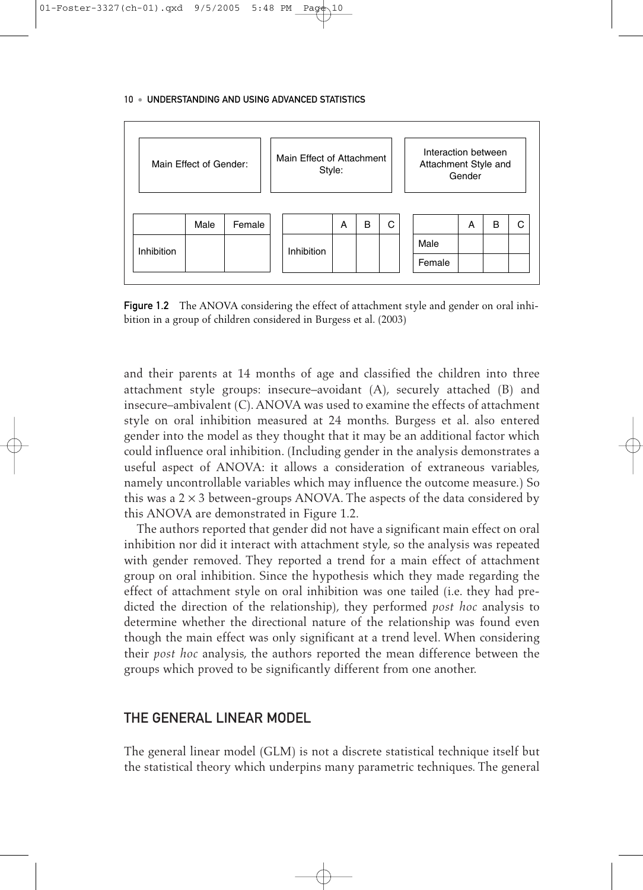| Main Effect of Gender: | | |
|---|---|---|
| | Male | Female |
| Inhibition | | |

| Main Effect of Attachment Style: | | | |
|---|---|---|---|
| | A | B | C |
| Inhibition | | | |

| Interaction between Attachment Style and Gender | | | |
|---|---|---|---|
| | A | B | C |
| Male | | | |
| Female | | | |

**Figure 1.2** The ANOVA considering the effect of attachment style and gender on oral inhibition in a group of children considered in Burgess et al. (2003)

and their parents at 14 months of age and classified the children into three attachment style groups: insecure–avoidant (A), securely attached (B) and insecure–ambivalent (C). ANOVA was used to examine the effects of attachment style on oral inhibition measured at 24 months. Burgess et al. also entered gender into the model as they thought that it may be an additional factor which could influence oral inhibition. (Including gender in the analysis demonstrates a useful aspect of ANOVA: it allows a consideration of extraneous variables, namely uncontrollable variables which may influence the outcome measure.) So this was a $2 \times 3$ between-groups ANOVA. The aspects of the data considered by this ANOVA are demonstrated in Figure 1.2.

The authors reported that gender did not have a significant main effect on oral inhibition nor did it interact with attachment style, so the analysis was repeated with gender removed. They reported a trend for a main effect of attachment group on oral inhibition. Since the hypothesis which they made regarding the effect of attachment style on oral inhibition was one tailed (i.e. they had predicted the direction of the relationship), they performed *post hoc* analysis to determine whether the directional nature of the relationship was found even though the main effect was only significant at a trend level. When considering their *post hoc* analysis, the authors reported the mean difference between the groups which proved to be significantly different from one another.

## THE GENERAL LINEAR MODEL

The general linear model (GLM) is not a discrete statistical technique itself but the statistical theory which underpins many parametric techniques. The general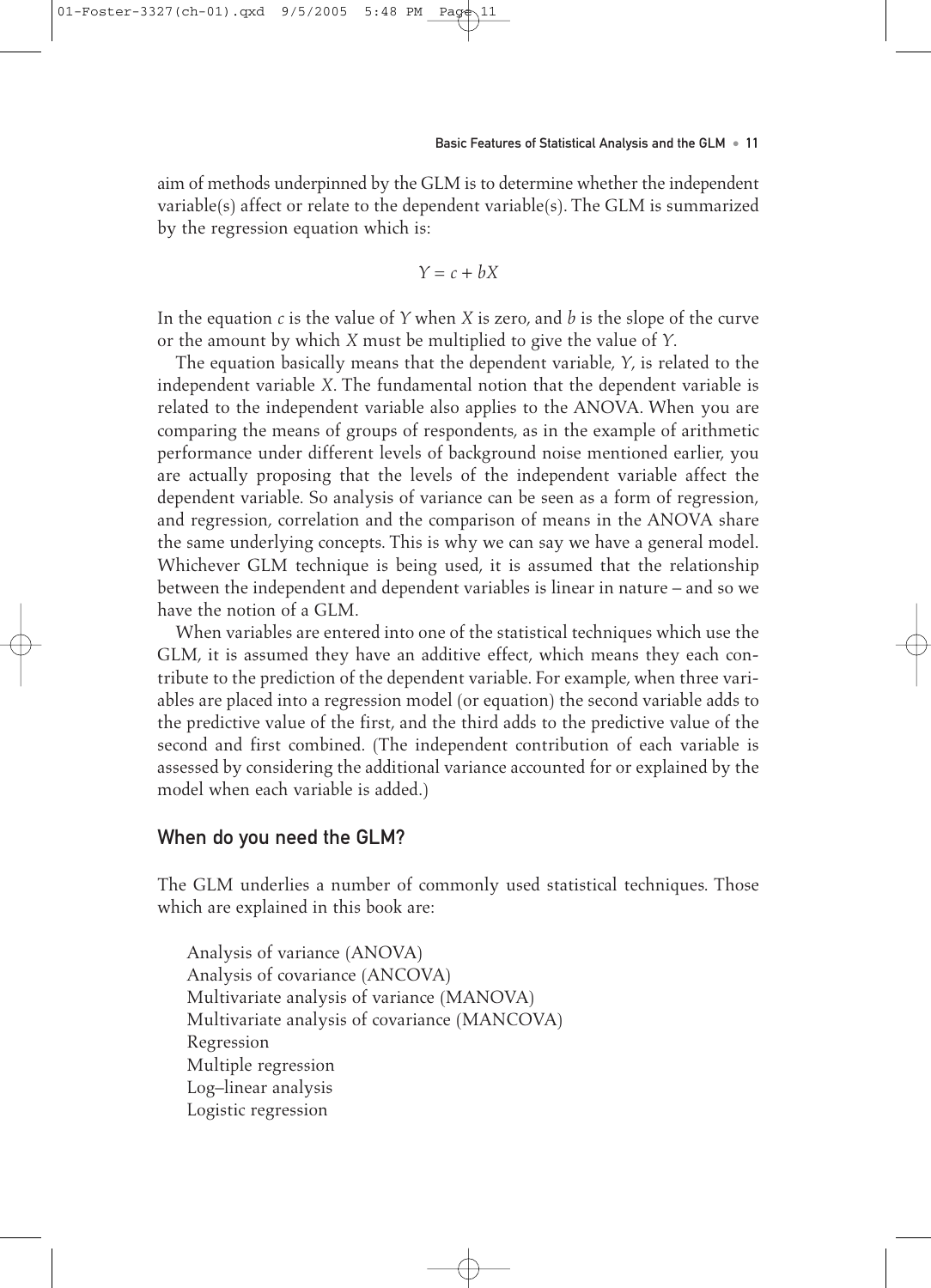aim of methods underpinned by the GLM is to determine whether the independent variable(s) affect or relate to the dependent variable(s). The GLM is summarized by the regression equation which is:

$$Y = c + bX$$

In the equation $c$ is the value of $Y$ when $X$ is zero, and $b$ is the slope of the curve or the amount by which $X$ must be multiplied to give the value of $Y$.

The equation basically means that the dependent variable, $Y$, is related to the independent variable $X$. The fundamental notion that the dependent variable is related to the independent variable also applies to the ANOVA. When you are comparing the means of groups of respondents, as in the example of arithmetic performance under different levels of background noise mentioned earlier, you are actually proposing that the levels of the independent variable affect the dependent variable. So analysis of variance can be seen as a form of regression, and regression, correlation and the comparison of means in the ANOVA share the same underlying concepts. This is why we can say we have a general model. Whichever GLM technique is being used, it is assumed that the relationship between the independent and dependent variables is linear in nature – and so we have the notion of a GLM.

When variables are entered into one of the statistical techniques which use the GLM, it is assumed they have an additive effect, which means they each contribute to the prediction of the dependent variable. For example, when three variables are placed into a regression model (or equation) the second variable adds to the predictive value of the first, and the third adds to the predictive value of the second and first combined. (The independent contribution of each variable is assessed by considering the additional variance accounted for or explained by the model when each variable is added.)

## When do you need the GLM?

The GLM underlies a number of commonly used statistical techniques. Those which are explained in this book are:

- Analysis of variance (ANOVA)
- Analysis of covariance (ANCOVA)
- Multivariate analysis of variance (MANOVA)
- Multivariate analysis of covariance (MANCOVA)
- Regression
- Multiple regression
- Log–linear analysis
- Logistic regression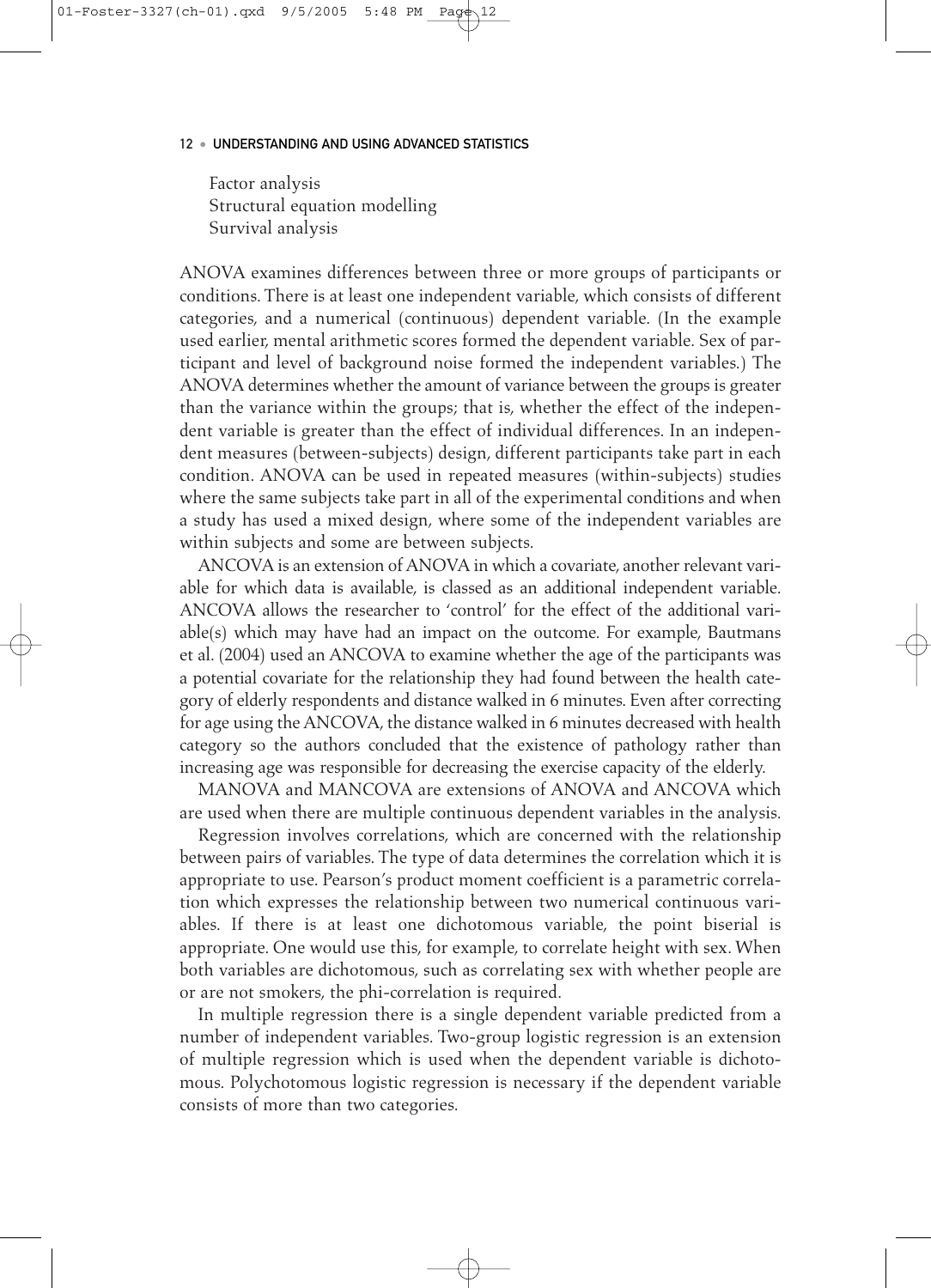Factor analysis
Structural equation modelling
Survival analysis

ANOVA examines differences between three or more groups of participants or conditions. There is at least one independent variable, which consists of different categories, and a numerical (continuous) dependent variable. (In the example used earlier, mental arithmetic scores formed the dependent variable. Sex of participant and level of background noise formed the independent variables.) The ANOVA determines whether the amount of variance between the groups is greater than the variance within the groups; that is, whether the effect of the independent variable is greater than the effect of individual differences. In an independent measures (between-subjects) design, different participants take part in each condition. ANOVA can be used in repeated measures (within-subjects) studies where the same subjects take part in all of the experimental conditions and when a study has used a mixed design, where some of the independent variables are within subjects and some are between subjects.

ANCOVA is an extension of ANOVA in which a covariate, another relevant variable for which data is available, is classed as an additional independent variable. ANCOVA allows the researcher to 'control' for the effect of the additional variable(s) which may have had an impact on the outcome. For example, Bautmans et al. (2004) used an ANCOVA to examine whether the age of the participants was a potential covariate for the relationship they had found between the health category of elderly respondents and distance walked in 6 minutes. Even after correcting for age using the ANCOVA, the distance walked in 6 minutes decreased with health category so the authors concluded that the existence of pathology rather than increasing age was responsible for decreasing the exercise capacity of the elderly.

MANOVA and MANCOVA are extensions of ANOVA and ANCOVA which are used when there are multiple continuous dependent variables in the analysis.

Regression involves correlations, which are concerned with the relationship between pairs of variables. The type of data determines the correlation which it is appropriate to use. Pearson's product moment coefficient is a parametric correlation which expresses the relationship between two numerical continuous variables. If there is at least one dichotomous variable, the point biserial is appropriate. One would use this, for example, to correlate height with sex. When both variables are dichotomous, such as correlating sex with whether people are or are not smokers, the phi-correlation is required.

In multiple regression there is a single dependent variable predicted from a number of independent variables. Two-group logistic regression is an extension of multiple regression which is used when the dependent variable is dichotomous. Polychotomous logistic regression is necessary if the dependent variable consists of more than two categories.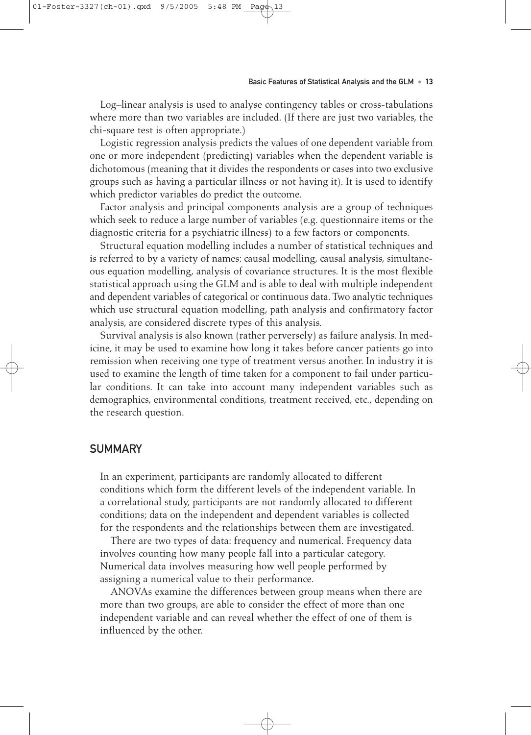Log–linear analysis is used to analyse contingency tables or cross-tabulations where more than two variables are included. (If there are just two variables, the chi-square test is often appropriate.)

Logistic regression analysis predicts the values of one dependent variable from one or more independent (predicting) variables when the dependent variable is dichotomous (meaning that it divides the respondents or cases into two exclusive groups such as having a particular illness or not having it). It is used to identify which predictor variables do predict the outcome.

Factor analysis and principal components analysis are a group of techniques which seek to reduce a large number of variables (e.g. questionnaire items or the diagnostic criteria for a psychiatric illness) to a few factors or components.

Structural equation modelling includes a number of statistical techniques and is referred to by a variety of names: causal modelling, causal analysis, simultaneous equation modelling, analysis of covariance structures. It is the most flexible statistical approach using the GLM and is able to deal with multiple independent and dependent variables of categorical or continuous data. Two analytic techniques which use structural equation modelling, path analysis and confirmatory factor analysis, are considered discrete types of this analysis.

Survival analysis is also known (rather perversely) as failure analysis. In medicine, it may be used to examine how long it takes before cancer patients go into remission when receiving one type of treatment versus another. In industry it is used to examine the length of time taken for a component to fail under particular conditions. It can take into account many independent variables such as demographics, environmental conditions, treatment received, etc., depending on the research question.

## SUMMARY

In an experiment, participants are randomly allocated to different conditions which form the different levels of the independent variable. In a correlational study, participants are not randomly allocated to different conditions; data on the independent and dependent variables is collected for the respondents and the relationships between them are investigated.

There are two types of data: frequency and numerical. Frequency data involves counting how many people fall into a particular category. Numerical data involves measuring how well people performed by assigning a numerical value to their performance.

ANOVAs examine the differences between group means when there are more than two groups, are able to consider the effect of more than one independent variable and can reveal whether the effect of one of them is influenced by the other.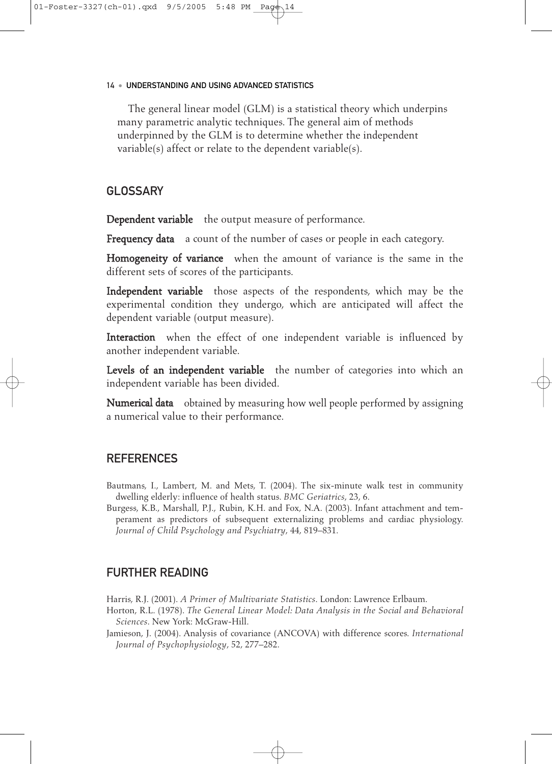The general linear model (GLM) is a statistical theory which underpins many parametric analytic techniques. The general aim of methods underpinned by the GLM is to determine whether the independent variable(s) affect or relate to the dependent variable(s).

## GLOSSARY

**Dependent variable** the output measure of performance.

**Frequency data** a count of the number of cases or people in each category.

**Homogeneity of variance** when the amount of variance is the same in the different sets of scores of the participants.

**Independent variable** those aspects of the respondents, which may be the experimental condition they undergo, which are anticipated will affect the dependent variable (output measure).

**Interaction** when the effect of one independent variable is influenced by another independent variable.

**Levels of an independent variable** the number of categories into which an independent variable has been divided.

**Numerical data** obtained by measuring how well people performed by assigning a numerical value to their performance.

## REFERENCES

Bautmans, I., Lambert, M. and Mets, T. (2004). The six-minute walk test in community dwelling elderly: influence of health status. *BMC Geriatrics*, 23, 6.

Burgess, K.B., Marshall, P.J., Rubin, K.H. and Fox, N.A. (2003). Infant attachment and temperament as predictors of subsequent externalizing problems and cardiac physiology. *Journal of Child Psychology and Psychiatry*, 44, 819–831.

## FURTHER READING

Harris, R.J. (2001). *A Primer of Multivariate Statistics*. London: Lawrence Erlbaum.

Horton, R.L. (1978). *The General Linear Model: Data Analysis in the Social and Behavioral Sciences*. New York: McGraw-Hill.

Jamieson, J. (2004). Analysis of covariance (ANCOVA) with difference scores. *International Journal of Psychophysiology*, 52, 277–282.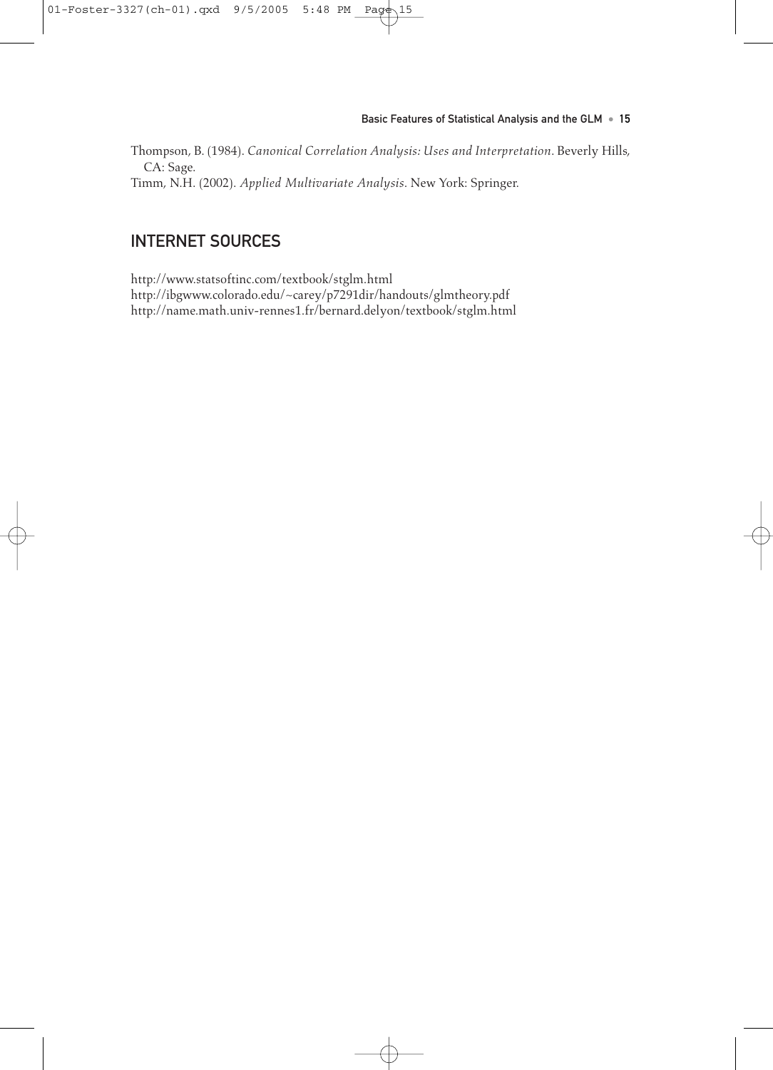Thompson, B. (1984). *Canonical Correlation Analysis: Uses and Interpretation*. Beverly Hills, CA: Sage.

Timm, N.H. (2002). *Applied Multivariate Analysis*. New York: Springer.

## INTERNET SOURCES

http://www.statsoftinc.com/textbook/stglm.html
http://ibgwww.colorado.edu/~carey/p7291dir/handouts/glmtheory.pdf
http://name.math.univ-rennes1.fr/bernard.delyon/textbook/stglm.html